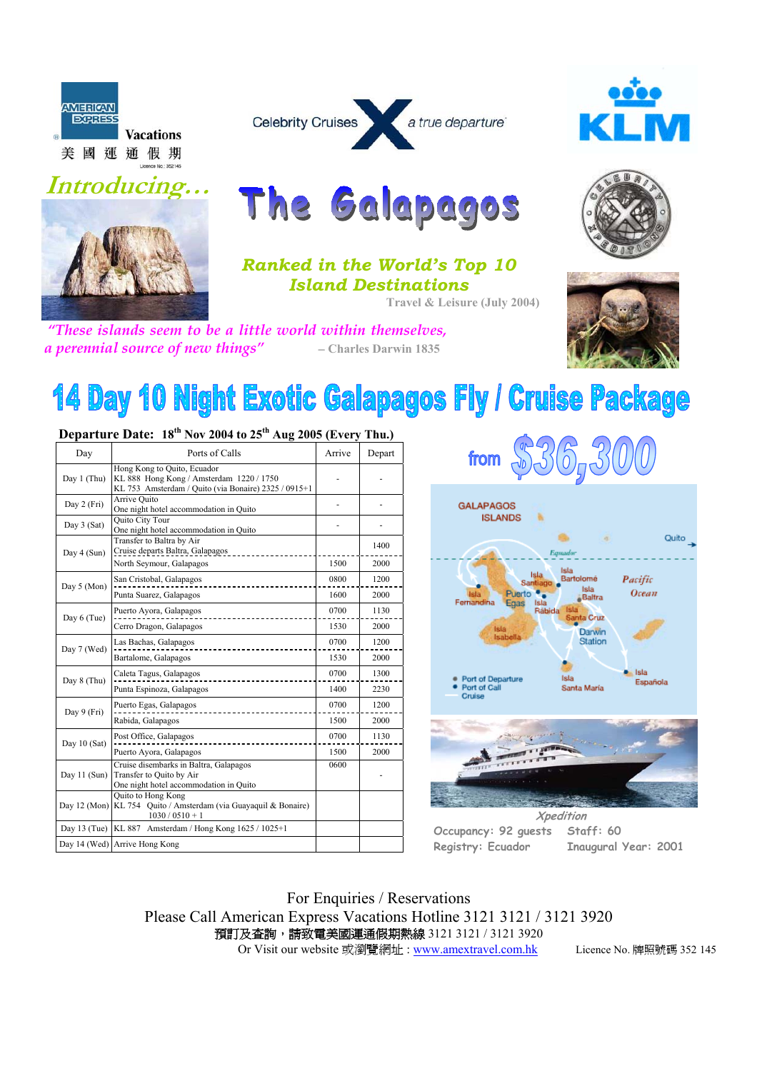American Express Vacations
美國運通假期
Licence No.: 352145

Celebrity Cruises X a true departure

KLM

*Introducing…*

# The Galapagos

**Ranked in the World's Top 10 Island Destinations**

Travel & Leisure (July 2004)

*"These islands seem to be a little world within themselves, a perennial source of new things"* – Charles Darwin 1835

# 14 Day 10 Night Exotic Galapagos Fly / Cruise Package

**Departure Date: 18th Nov 2004 to 25th Aug 2005 (Every Thu.)**

| Day | Ports of Calls | Arrive | Depart |
|---|---|---|---|
| Day 1 (Thu) | Hong Kong to Quito, Ecuador<br>KL 888 Hong Kong / Amsterdam 1220 / 1750<br>KL 753 Amsterdam / Quito (via Bonaire) 2325 / 0915+1 | - | - |
| Day 2 (Fri) | Arrive Quito<br>One night hotel accommodation in Quito | - | - |
| Day 3 (Sat) | Quito City Tour<br>One night hotel accommodation in Quito | - | - |
| Day 4 (Sun) | Transfer to Baltra by Air<br>Cruise departs Baltra, Galapagos | | 1400 |
| | North Seymour, Galapagos | 1500 | 2000 |
| Day 5 (Mon) | San Cristobal, Galapagos | 0800 | 1200 |
| | Punta Suarez, Galapagos | 1600 | 2000 |
| Day 6 (Tue) | Puerto Ayora, Galapagos | 0700 | 1130 |
| | Cerro Dragon, Galapagos | 1530 | 2000 |
| Day 7 (Wed) | Las Bachas, Galapagos | 0700 | 1200 |
| | Bartalome, Galapagos | 1530 | 2000 |
| Day 8 (Thu) | Caleta Tagus, Galapagos | 0700 | 1300 |
| | Punta Espinoza, Galapagos | 1400 | 2230 |
| Day 9 (Fri) | Puerto Egas, Galapagos | 0700 | 1200 |
| | Rabida, Galapagos | 1500 | 2000 |
| Day 10 (Sat) | Post Office, Galapagos | 0700 | 1130 |
| | Puerto Ayora, Galapagos | 1500 | 2000 |
| Day 11 (Sun) | Cruise disembarks in Baltra, Galapagos<br>Transfer to Quito by Air<br>One night hotel accommodation in Quito | 0600 | - |
| Day 12 (Mon) | Quito to Hong Kong<br>KL 754 Quito / Amsterdam (via Guayaquil & Bonaire) 1030 / 0510 + 1 | | |
| Day 13 (Tue) | KL 887 Amsterdam / Hong Kong 1625 / 1025+1 | | |
| Day 14 (Wed) | Arrive Hong Kong | | |

## from $36,300

GALAPAGOS ISLANDS — Quito, Ecuador, Pacific Ocean, Isla Santiago, Isla Bartolomé, Isla Baltra, Isla Fernandina, Puerto Egas, Isla Rábida, Isla Santa Cruz, Isla Isabella, Darwin Station, Isla Santa María, Isla Española

● Port of Departure
● Port of Call
Cruise

*Xpedition*

Occupancy: 92 guests    Staff: 60
Registry: Ecuador    Inaugural Year: 2001

For Enquiries / Reservations
Please Call American Express Vacations Hotline 3121 3121 / 3121 3920
預訂及查詢，請致電美國運通假期熱線 3121 3121 / 3121 3920
Or Visit our website 或瀏覽網址 : www.amextravel.com.hk

Licence No. 牌照號碼 352 145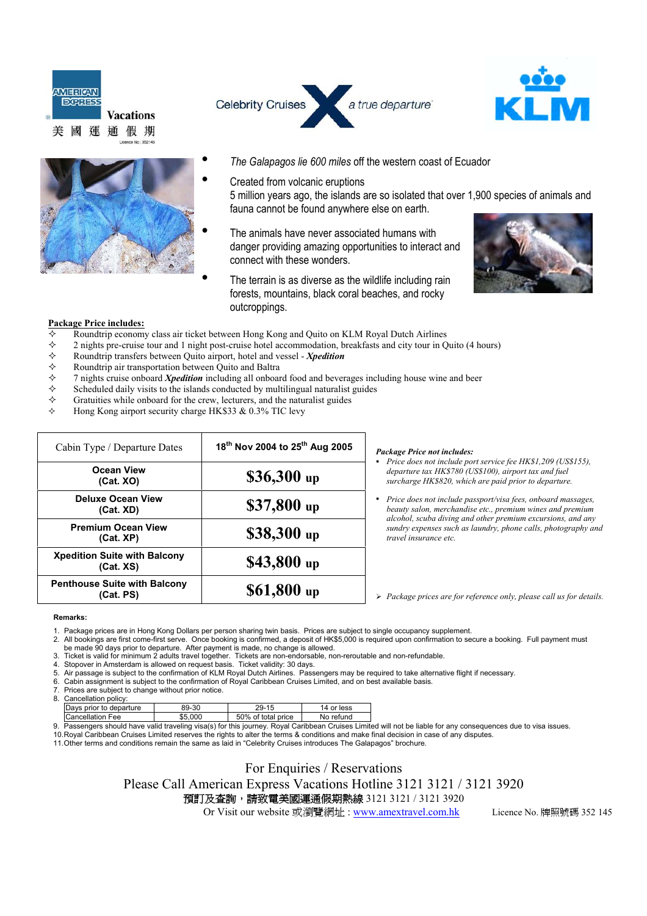American Express Vacations 美國運通假期

Licence No.: 352145

Celebrity Cruises X a true departure

KLM

- *The Galapagos lie 600 miles* off the western coast of Ecuador
- Created from volcanic eruptions
  5 million years ago, the islands are so isolated that over 1,900 species of animals and fauna cannot be found anywhere else on earth.
- The animals have never associated humans with danger providing amazing opportunities to interact and connect with these wonders.
- The terrain is as diverse as the wildlife including rain forests, mountains, black coral beaches, and rocky outcroppings.

**Package Price includes:**

- Roundtrip economy class air ticket between Hong Kong and Quito on KLM Royal Dutch Airlines
- 2 nights pre-cruise tour and 1 night post-cruise hotel accommodation, breakfasts and city tour in Quito (4 hours)
- Roundtrip transfers between Quito airport, hotel and vessel - ***Xpedition***
- Roundtrip air transportation between Quito and Baltra
- 7 nights cruise onboard ***Xpedition*** including all onboard food and beverages including house wine and beer
- Scheduled daily visits to the islands conducted by multilingual naturalist guides
- Gratuities while onboard for the crew, lecturers, and the naturalist guides
- Hong Kong airport security charge HK$33 & 0.3% TIC levy

| Cabin Type / Departure Dates | 18th Nov 2004 to 25th Aug 2005 |
|---|---|
| **Ocean View (Cat. XO)** | **$36,300 up** |
| **Deluxe Ocean View (Cat. XD)** | **$37,800 up** |
| **Premium Ocean View (Cat. XP)** | **$38,300 up** |
| **Xpedition Suite with Balcony (Cat. XS)** | **$43,800 up** |
| **Penthouse Suite with Balcony (Cat. PS)** | **$61,800 up** |

***Package Price not includes:***

- *Price does not include port service fee HK$1,209 (US$155), departure tax HK$780 (US$100), airport tax and fuel surcharge HK$820, which are paid prior to departure.*
- *Price does not include passport/visa fees, onboard massages, beauty salon, merchandise etc., premium wines and premium alcohol, scuba diving and other premium excursions, and any sundry expenses such as laundry, phone calls, photography and travel insurance etc.*

➢ *Package prices are for reference only, please call us for details.*

**Remarks:**

1. Package prices are in Hong Kong Dollars per person sharing twin basis. Prices are subject to single occupancy supplement.
2. All bookings are first come-first serve. Once booking is confirmed, a deposit of HK$5,000 is required upon confirmation to secure a booking. Full payment must be made 90 days prior to departure. After payment is made, no change is allowed.
3. Ticket is valid for minimum 2 adults travel together. Tickets are non-endorsable, non-reroutable and non-refundable.
4. Stopover in Amsterdam is allowed on request basis. Ticket validity: 30 days.
5. Air passage is subject to the confirmation of KLM Royal Dutch Airlines. Passengers may be required to take alternative flight if necessary.
6. Cabin assignment is subject to the confirmation of Royal Caribbean Cruises Limited, and on best available basis.
7. Prices are subject to change without prior notice.
8. Cancellation policy:

| Days prior to departure | 89-30 | 29-15 | 14 or less |
|---|---|---|---|
| Cancellation Fee | $5,000 | 50% of total price | No refund |

9. Passengers should have valid traveling visa(s) for this journey. Royal Caribbean Cruises Limited will not be liable for any consequences due to visa issues.
10. Royal Caribbean Cruises Limited reserves the rights to alter the terms & conditions and make final decision in case of any disputes.
11. Other terms and conditions remain the same as laid in "Celebrity Cruises introduces The Galapagos" brochure.

For Enquiries / Reservations

Please Call American Express Vacations Hotline 3121 3121 / 3121 3920

**預訂及查詢，請致電美國運通假期熱線** 3121 3121 / 3121 3920

Or Visit our website 或瀏覽網址 : www.amextravel.com.hk

Licence No. 牌照號碼 352 145